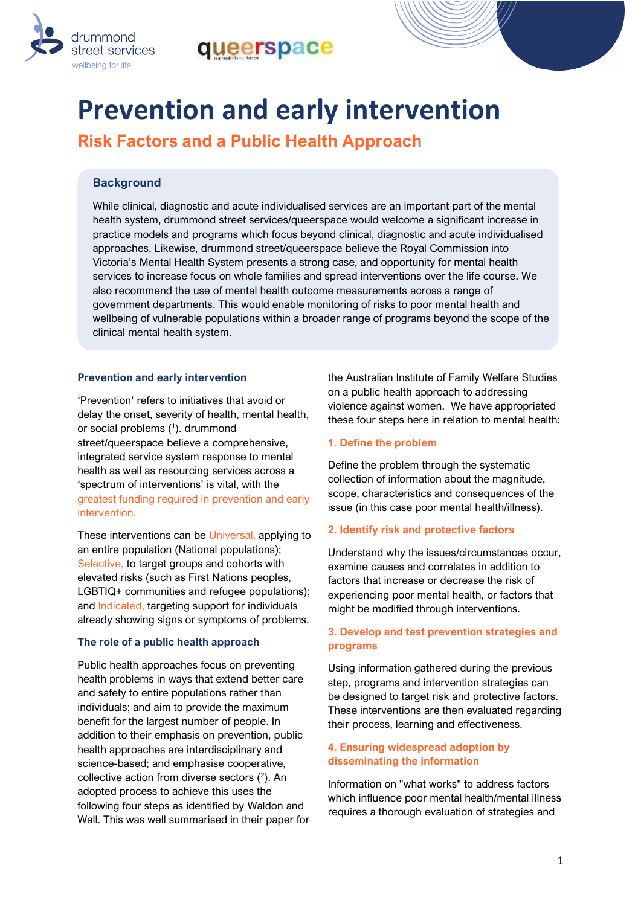# Prevention and early intervention

## Risk Factors and a Public Health Approach

### Background

While clinical, diagnostic and acute individualised services are an important part of the mental health system, drummond street services/queerspace would welcome a significant increase in practice models and programs which focus beyond clinical, diagnostic and acute individualised approaches. Likewise, drummond street/queerspace believe the Royal Commission into Victoria's Mental Health System presents a strong case, and opportunity for mental health services to increase focus on whole families and spread interventions over the life course. We also recommend the use of mental health outcome measurements across a range of government departments. This would enable monitoring of risks to poor mental health and wellbeing of vulnerable populations within a broader range of programs beyond the scope of the clinical mental health system.

### Prevention and early intervention

'Prevention' refers to initiatives that avoid or delay the onset, severity of health, mental health, or social problems ([1]). drummond street/queerspace believe a comprehensive, integrated service system response to mental health as well as resourcing services across a 'spectrum of interventions' is vital, with the greatest funding required in prevention and early intervention.

These interventions can be Universal, applying to an entire population (National populations); Selective, to target groups and cohorts with elevated risks (such as First Nations peoples, LGBTIQ+ communities and refugee populations); and Indicated, targeting support for individuals already showing signs or symptoms of problems.

### The role of a public health approach

Public health approaches focus on preventing health problems in ways that extend better care and safety to entire populations rather than individuals; and aim to provide the maximum benefit for the largest number of people. In addition to their emphasis on prevention, public health approaches are interdisciplinary and science-based; and emphasise cooperative, collective action from diverse sectors ([2]). An adopted process to achieve this uses the following four steps as identified by Waldon and Wall. This was well summarised in their paper for the Australian Institute of Family Welfare Studies on a public health approach to addressing violence against women. We have appropriated these four steps here in relation to mental health:

#### 1. Define the problem

Define the problem through the systematic collection of information about the magnitude, scope, characteristics and consequences of the issue (in this case poor mental health/illness).

#### 2. Identify risk and protective factors

Understand why the issues/circumstances occur, examine causes and correlates in addition to factors that increase or decrease the risk of experiencing poor mental health, or factors that might be modified through interventions.

#### 3. Develop and test prevention strategies and programs

Using information gathered during the previous step, programs and intervention strategies can be designed to target risk and protective factors. These interventions are then evaluated regarding their process, learning and effectiveness.

#### 4. Ensuring widespread adoption by disseminating the information

Information on "what works" to address factors which influence poor mental health/mental illness requires a thorough evaluation of strategies and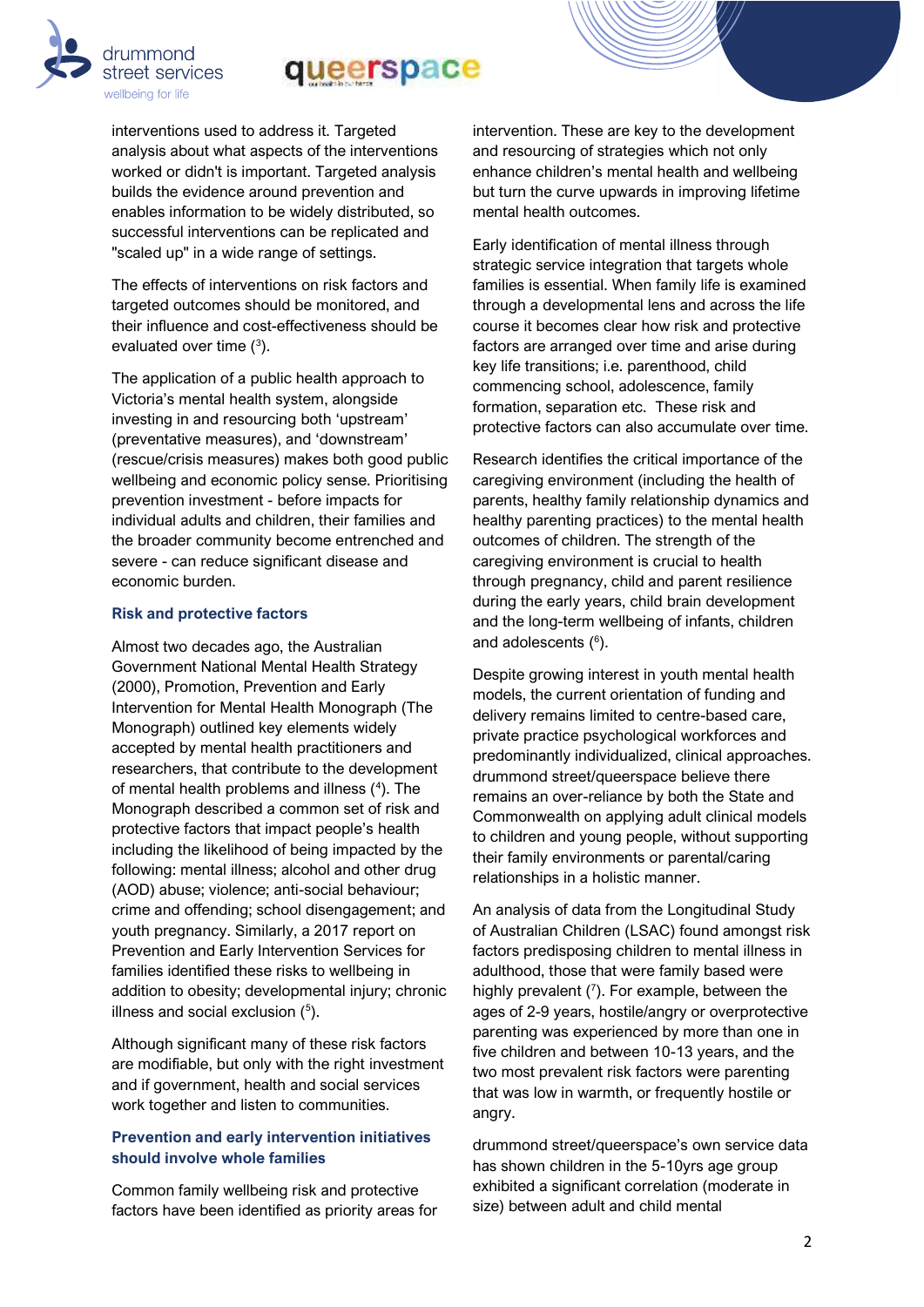interventions used to address it. Targeted analysis about what aspects of the interventions worked or didn't is important. Targeted analysis builds the evidence around prevention and enables information to be widely distributed, so successful interventions can be replicated and "scaled up" in a wide range of settings.

The effects of interventions on risk factors and targeted outcomes should be monitored, and their influence and cost-effectiveness should be evaluated over time ([3]).

The application of a public health approach to Victoria's mental health system, alongside investing in and resourcing both 'upstream' (preventative measures), and 'downstream' (rescue/crisis measures) makes both good public wellbeing and economic policy sense. Prioritising prevention investment - before impacts for individual adults and children, their families and the broader community become entrenched and severe - can reduce significant disease and economic burden.

### Risk and protective factors

Almost two decades ago, the Australian Government National Mental Health Strategy (2000), Promotion, Prevention and Early Intervention for Mental Health Monograph (The Monograph) outlined key elements widely accepted by mental health practitioners and researchers, that contribute to the development of mental health problems and illness ([4]). The Monograph described a common set of risk and protective factors that impact people's health including the likelihood of being impacted by the following: mental illness; alcohol and other drug (AOD) abuse; violence; anti-social behaviour; crime and offending; school disengagement; and youth pregnancy. Similarly, a 2017 report on Prevention and Early Intervention Services for families identified these risks to wellbeing in addition to obesity; developmental injury; chronic illness and social exclusion ([5]).

Although significant many of these risk factors are modifiable, but only with the right investment and if government, health and social services work together and listen to communities.

### Prevention and early intervention initiatives should involve whole families

Common family wellbeing risk and protective factors have been identified as priority areas for intervention. These are key to the development and resourcing of strategies which not only enhance children's mental health and wellbeing but turn the curve upwards in improving lifetime mental health outcomes.

Early identification of mental illness through strategic service integration that targets whole families is essential. When family life is examined through a developmental lens and across the life course it becomes clear how risk and protective factors are arranged over time and arise during key life transitions; i.e. parenthood, child commencing school, adolescence, family formation, separation etc. These risk and protective factors can also accumulate over time.

Research identifies the critical importance of the caregiving environment (including the health of parents, healthy family relationship dynamics and healthy parenting practices) to the mental health outcomes of children. The strength of the caregiving environment is crucial to health through pregnancy, child and parent resilience during the early years, child brain development and the long-term wellbeing of infants, children and adolescents ([6]).

Despite growing interest in youth mental health models, the current orientation of funding and delivery remains limited to centre-based care, private practice psychological workforces and predominantly individualized, clinical approaches. drummond street/queerspace believe there remains an over-reliance by both the State and Commonwealth on applying adult clinical models to children and young people, without supporting their family environments or parental/caring relationships in a holistic manner.

An analysis of data from the Longitudinal Study of Australian Children (LSAC) found amongst risk factors predisposing children to mental illness in adulthood, those that were family based were highly prevalent ([7]). For example, between the ages of 2-9 years, hostile/angry or overprotective parenting was experienced by more than one in five children and between 10-13 years, and the two most prevalent risk factors were parenting that was low in warmth, or frequently hostile or angry.

drummond street/queerspace's own service data has shown children in the 5-10yrs age group exhibited a significant correlation (moderate in size) between adult and child mental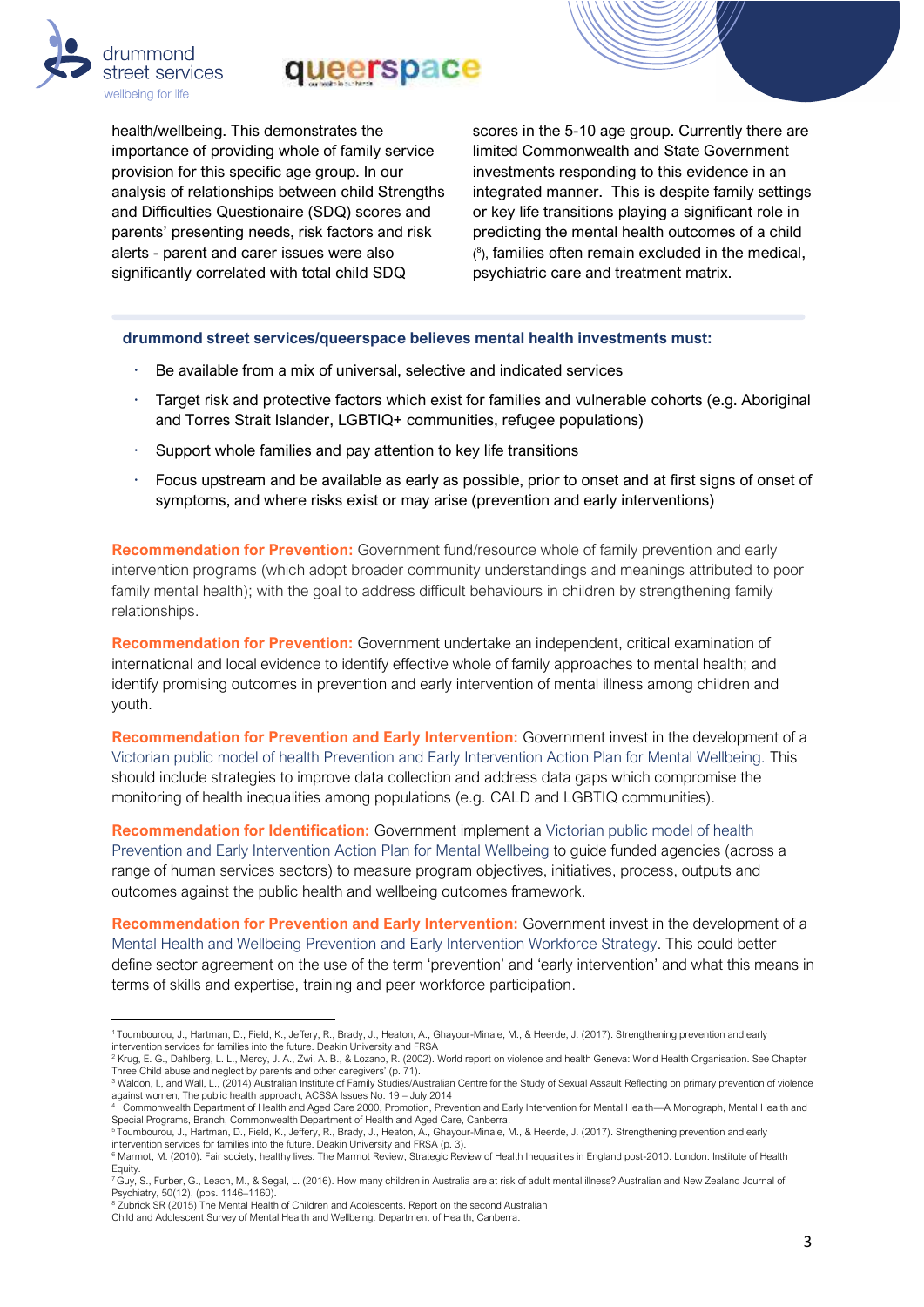health/wellbeing. This demonstrates the importance of providing whole of family service provision for this specific age group. In our analysis of relationships between child Strengths and Difficulties Questionaire (SDQ) scores and parents' presenting needs, risk factors and risk alerts - parent and carer issues were also significantly correlated with total child SDQ scores in the 5-10 age group. Currently there are limited Commonwealth and State Government investments responding to this evidence in an integrated manner. This is despite family settings or key life transitions playing a significant role in predicting the mental health outcomes of a child ([8]), families often remain excluded in the medical, psychiatric care and treatment matrix.

**drummond street services/queerspace believes mental health investments must:**

- Be available from a mix of universal, selective and indicated services
- Target risk and protective factors which exist for families and vulnerable cohorts (e.g. Aboriginal and Torres Strait Islander, LGBTIQ+ communities, refugee populations)
- Support whole families and pay attention to key life transitions
- Focus upstream and be available as early as possible, prior to onset and at first signs of onset of symptoms, and where risks exist or may arise (prevention and early interventions)

**Recommendation for Prevention:** Government fund/resource whole of family prevention and early intervention programs (which adopt broader community understandings and meanings attributed to poor family mental health); with the goal to address difficult behaviours in children by strengthening family relationships.

**Recommendation for Prevention:** Government undertake an independent, critical examination of international and local evidence to identify effective whole of family approaches to mental health; and identify promising outcomes in prevention and early intervention of mental illness among children and youth.

**Recommendation for Prevention and Early Intervention:** Government invest in the development of a Victorian public model of health Prevention and Early Intervention Action Plan for Mental Wellbeing. This should include strategies to improve data collection and address data gaps which compromise the monitoring of health inequalities among populations (e.g. CALD and LGBTIQ communities).

**Recommendation for Identification:** Government implement a Victorian public model of health Prevention and Early Intervention Action Plan for Mental Wellbeing to guide funded agencies (across a range of human services sectors) to measure program objectives, initiatives, process, outputs and outcomes against the public health and wellbeing outcomes framework.

**Recommendation for Prevention and Early Intervention:** Government invest in the development of a Mental Health and Wellbeing Prevention and Early Intervention Workforce Strategy. This could better define sector agreement on the use of the term 'prevention' and 'early intervention' and what this means in terms of skills and expertise, training and peer workforce participation.

---

[1] Toumbourou, J., Hartman, D., Field, K., Jeffery, R., Brady, J., Heaton, A., Ghayour-Minaie, M., & Heerde, J. (2017). Strengthening prevention and early intervention services for families into the future. Deakin University and FRSA

[2] Krug, E. G., Dahlberg, L. L., Mercy, J. A., Zwi, A. B., & Lozano, R. (2002). World report on violence and health Geneva: World Health Organisation. See Chapter Three Child abuse and neglect by parents and other caregivers' (p. 71).

[3] Waldon, I., and Wall, L., (2014) Australian Institute of Family Studies/Australian Centre for the Study of Sexual Assault Reflecting on primary prevention of violence against women, The public health approach, ACSSA Issues No. 19 – July 2014

[4] Commonwealth Department of Health and Aged Care 2000, Promotion, Prevention and Early Intervention for Mental Health—A Monograph, Mental Health and Special Programs, Branch, Commonwealth Department of Health and Aged Care, Canberra.

[5] Toumbourou, J., Hartman, D., Field, K., Jeffery, R., Brady, J., Heaton, A., Ghayour-Minaie, M., & Heerde, J. (2017). Strengthening prevention and early intervention services for families into the future. Deakin University and FRSA (p. 3).

[6] Marmot, M. (2010). Fair society, healthy lives: The Marmot Review, Strategic Review of Health Inequalities in England post-2010. London: Institute of Health Equity.

[7] Guy, S., Furber, G., Leach, M., & Segal, L. (2016). How many children in Australia are at risk of adult mental illness? Australian and New Zealand Journal of Psychiatry, 50(12), (pps. 1146–1160).

[8] Zubrick SR (2015) The Mental Health of Children and Adolescents. Report on the second Australian Child and Adolescent Survey of Mental Health and Wellbeing. Department of Health, Canberra.